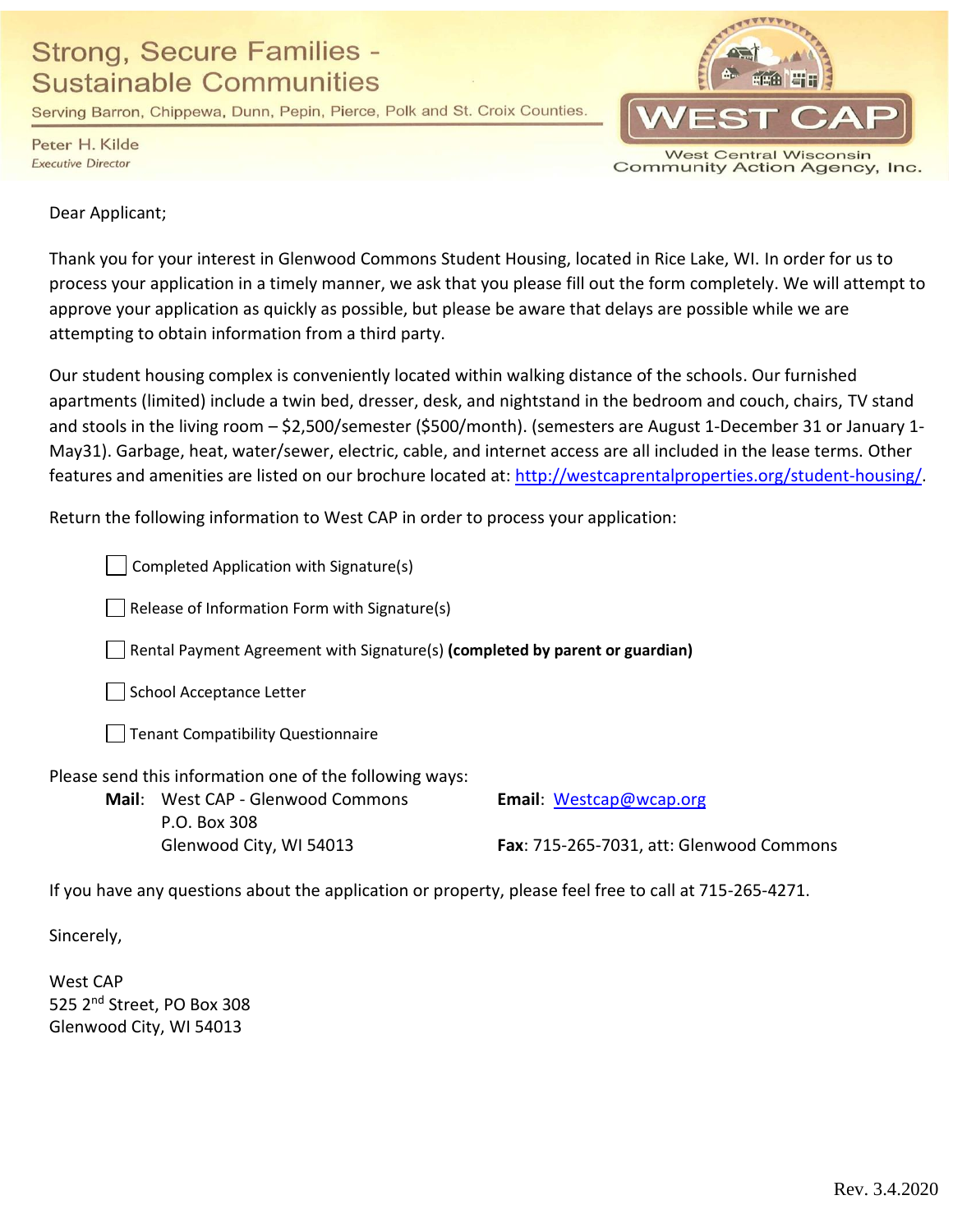Strong, Secure Families - Sustainable Communities

Serving Barron, Chippewa, Dunn, Pepin, Pierce, Polk and St. Croix Counties.

Peter H. Kilde
*Executive Director*

**WEST CAP**
West Central Wisconsin Community Action Agency, Inc.

Dear Applicant;

Thank you for your interest in Glenwood Commons Student Housing, located in Rice Lake, WI. In order for us to process your application in a timely manner, we ask that you please fill out the form completely. We will attempt to approve your application as quickly as possible, but please be aware that delays are possible while we are attempting to obtain information from a third party.

Our student housing complex is conveniently located within walking distance of the schools. Our furnished apartments (limited) include a twin bed, dresser, desk, and nightstand in the bedroom and couch, chairs, TV stand and stools in the living room – $2,500/semester ($500/month). (semesters are August 1-December 31 or January 1-May31). Garbage, heat, water/sewer, electric, cable, and internet access are all included in the lease terms. Other features and amenities are listed on our brochure located at: http://westcaprentalproperties.org/student-housing/.

Return the following information to West CAP in order to process your application:

- ☐ Completed Application with Signature(s)
- ☐ Release of Information Form with Signature(s)
- ☐ Rental Payment Agreement with Signature(s) **(completed by parent or guardian)**
- ☐ School Acceptance Letter
- ☐ Tenant Compatibility Questionnaire

Please send this information one of the following ways:

**Mail**: West CAP - Glenwood Commons
P.O. Box 308
Glenwood City, WI 54013

**Email**: Westcap@wcap.org

**Fax**: 715-265-7031, att: Glenwood Commons

If you have any questions about the application or property, please feel free to call at 715-265-4271.

Sincerely,

West CAP
525 2nd Street, PO Box 308
Glenwood City, WI 54013

Rev. 3.4.2020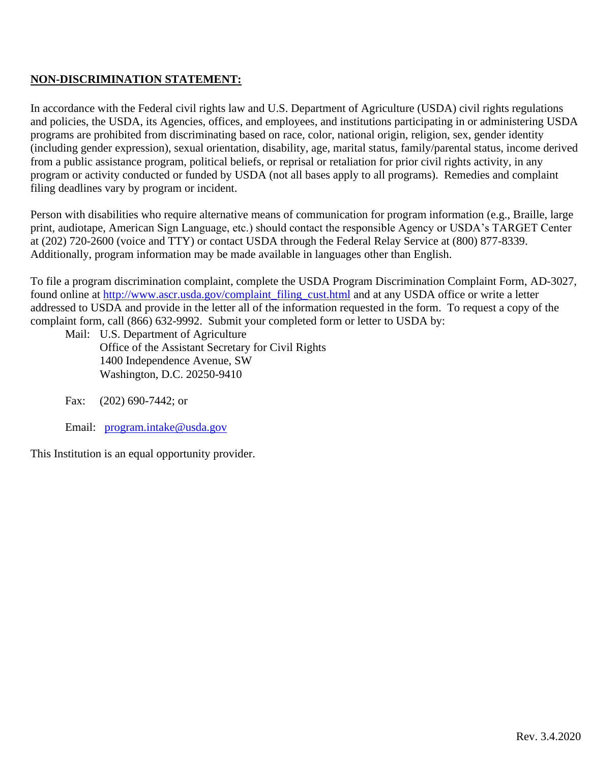**NON-DISCRIMINATION STATEMENT:**

In accordance with the Federal civil rights law and U.S. Department of Agriculture (USDA) civil rights regulations and policies, the USDA, its Agencies, offices, and employees, and institutions participating in or administering USDA programs are prohibited from discriminating based on race, color, national origin, religion, sex, gender identity (including gender expression), sexual orientation, disability, age, marital status, family/parental status, income derived from a public assistance program, political beliefs, or reprisal or retaliation for prior civil rights activity, in any program or activity conducted or funded by USDA (not all bases apply to all programs). Remedies and complaint filing deadlines vary by program or incident.

Person with disabilities who require alternative means of communication for program information (e.g., Braille, large print, audiotape, American Sign Language, etc.) should contact the responsible Agency or USDA's TARGET Center at (202) 720-2600 (voice and TTY) or contact USDA through the Federal Relay Service at (800) 877-8339. Additionally, program information may be made available in languages other than English.

To file a program discrimination complaint, complete the USDA Program Discrimination Complaint Form, AD-3027, found online at http://www.ascr.usda.gov/complaint_filing_cust.html and at any USDA office or write a letter addressed to USDA and provide in the letter all of the information requested in the form. To request a copy of the complaint form, call (866) 632-9992. Submit your completed form or letter to USDA by:

Mail: U.S. Department of Agriculture
Office of the Assistant Secretary for Civil Rights
1400 Independence Avenue, SW
Washington, D.C. 20250-9410

Fax: (202) 690-7442; or

Email: program.intake@usda.gov

This Institution is an equal opportunity provider.

Rev. 3.4.2020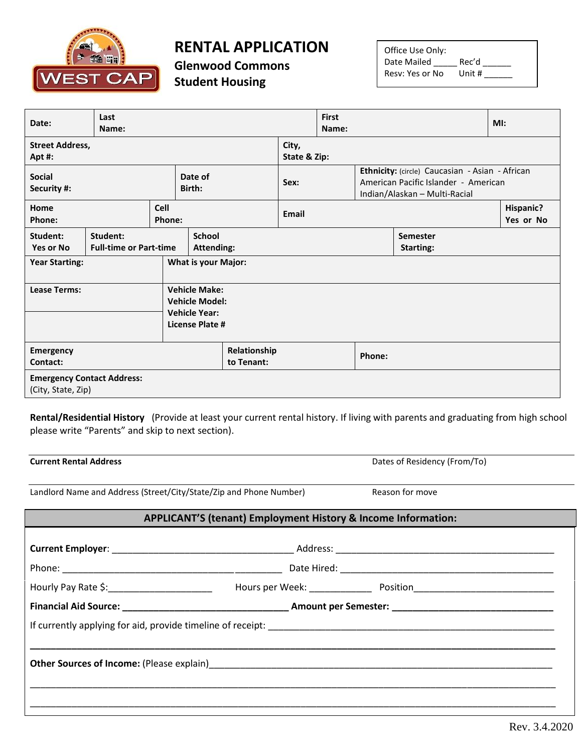# RENTAL APPLICATION

**Glenwood Commons Student Housing**

| Office Use Only: |
| --- |
| Date Mailed _____ Rec'd ______ |
| Resv: Yes or No Unit # ______ |

| | | | |
| --- | --- | --- | --- |
| **Date:** | **Last Name:** | **First Name:** | **MI:** |
| **Street Address, Apt #:** | | **City, State & Zip:** | |
| **Social Security #:** | **Date of Birth:** | **Sex:** | **Ethnicity:** (circle) Caucasian - Asian - African American Pacific Islander - American Indian/Alaskan – Multi-Racial |
| **Home Phone:** | **Cell Phone:** | **Email** | **Hispanic?** Yes or No |
| **Student:** Yes or No | **Student:** Full-time or Part-time | **School Attending:** | **Semester Starting:** |
| **Year Starting:** | **What is your Major:** | | |
| **Lease Terms:** | **Vehicle Make:** **Vehicle Model:** **Vehicle Year:** **License Plate #** | | |
| **Emergency Contact:** | **Relationship to Tenant:** | **Phone:** | |
| **Emergency Contact Address:** (City, State, Zip) | | | |

**Rental/Residential History** (Provide at least your current rental history. If living with parents and graduating from high school please write "Parents" and skip to next section).

| **Current Rental Address** | Dates of Residency (From/To) |
| --- | --- |
| Landlord Name and Address (Street/City/State/Zip and Phone Number) | Reason for move |

## APPLICANT'S (tenant) Employment History & Income Information:

**Current Employer**: ___________________________________ Address: __________________________________________

Phone: _________________________________________ Date Hired: _________________________________________

Hourly Pay Rate $:____________________ Hours per Week: ____________ Position___________________________

**Financial Aid Source: ________________________________ Amount per Semester: _______________________________**

If currently applying for aid, provide timeline of receipt: ________________________________________________________

_____________________________________________________________________________________________________

**Other Sources of Income:** (Please explain)_________________________________________________________________

_____________________________________________________________________________________________________

_____________________________________________________________________________________________________

Rev. 3.4.2020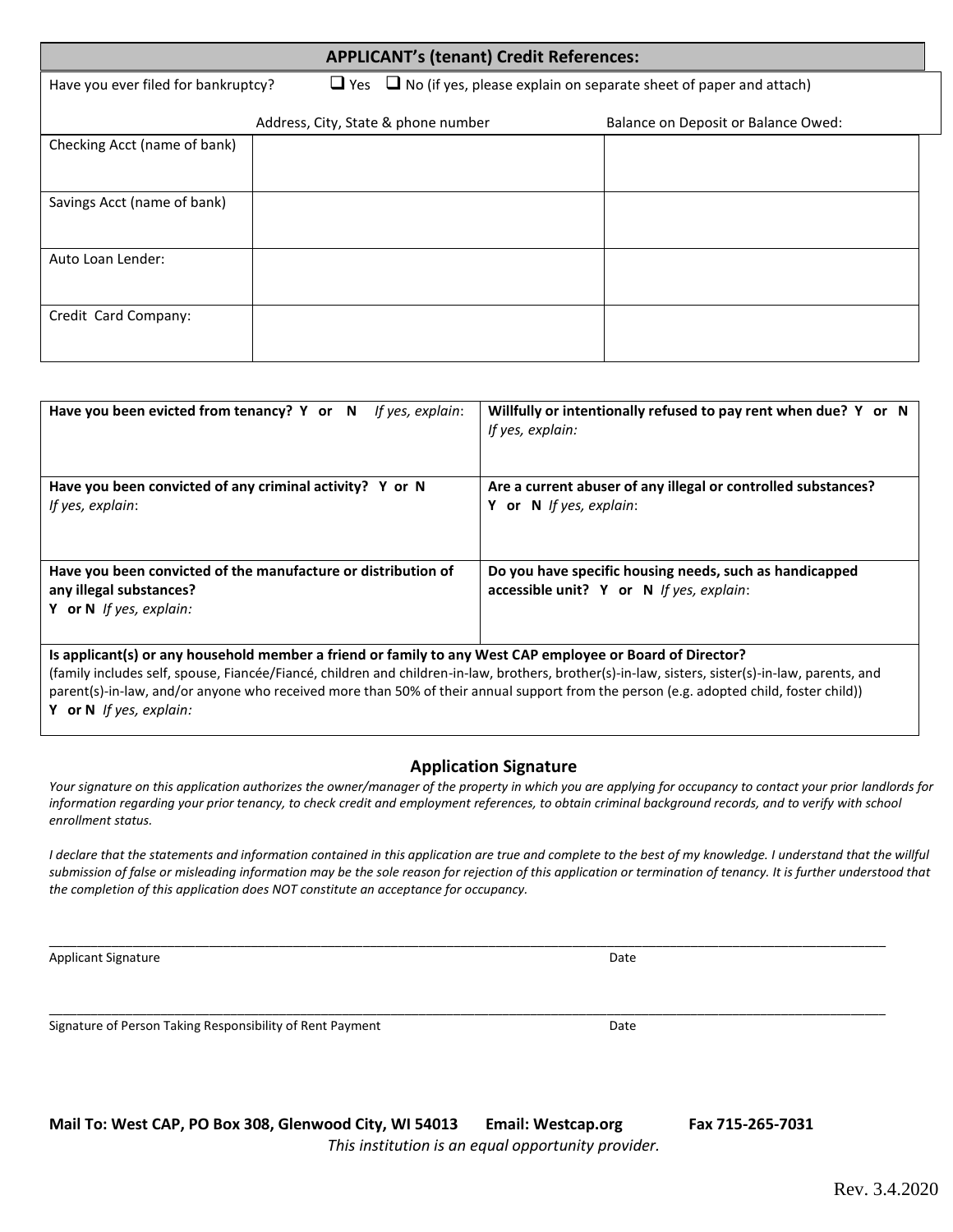## APPLICANT's (tenant) Credit References:

Have you ever filed for bankruptcy? ❑ Yes ❑ No (if yes, please explain on separate sheet of paper and attach)

| | Address, City, State & phone number | Balance on Deposit or Balance Owed: |
|---|---|---|
| Checking Acct (name of bank) | | |
| Savings Acct (name of bank) | | |
| Auto Loan Lender: | | |
| Credit Card Company: | | |

| | |
|---|---|
| **Have you been evicted from tenancy? Y or N** *If yes, explain*: | **Willfully or intentionally refused to pay rent when due? Y or N** *If yes, explain:* |
| **Have you been convicted of any criminal activity? Y or N** *If yes, explain*: | **Are a current abuser of any illegal or controlled substances? Y or N** *If yes, explain*: |
| **Have you been convicted of the manufacture or distribution of any illegal substances? Y or N** *If yes, explain:* | **Do you have specific housing needs, such as handicapped accessible unit? Y or N** *If yes, explain*: |

**Is applicant(s) or any household member a friend or family to any West CAP employee or Board of Director?**
(family includes self, spouse, Fiancée/Fiancé, children and children-in-law, brothers, brother(s)-in-law, sisters, sister(s)-in-law, parents, and parent(s)-in-law, and/or anyone who received more than 50% of their annual support from the person (e.g. adopted child, foster child))
**Y or N** *If yes, explain:*

### Application Signature

*Your signature on this application authorizes the owner/manager of the property in which you are applying for occupancy to contact your prior landlords for information regarding your prior tenancy, to check credit and employment references, to obtain criminal background records, and to verify with school enrollment status.*

*I declare that the statements and information contained in this application are true and complete to the best of my knowledge. I understand that the willful submission of false or misleading information may be the sole reason for rejection of this application or termination of tenancy. It is further understood that the completion of this application does NOT constitute an acceptance for occupancy.*

\_\_\_\_\_\_\_\_\_\_\_\_\_\_\_\_\_\_\_\_\_\_\_\_\_\_\_\_\_\_\_\_\_\_\_\_\_\_\_\_\_\_\_\_\_\_\_\_\_\_\_\_\_\_\_\_\_\_\_\_\_\_\_\_\_\_\_\_\_\_\_\_

Applicant Signature                                        Date

\_\_\_\_\_\_\_\_\_\_\_\_\_\_\_\_\_\_\_\_\_\_\_\_\_\_\_\_\_\_\_\_\_\_\_\_\_\_\_\_\_\_\_\_\_\_\_\_\_\_\_\_\_\_\_\_\_\_\_\_\_\_\_\_\_\_\_\_\_\_\_\_

Signature of Person Taking Responsibility of Rent Payment                                        Date

**Mail To: West CAP, PO Box 308, Glenwood City, WI 54013    Email: Westcap.org    Fax 715-265-7031**

*This institution is an equal opportunity provider.*

Rev. 3.4.2020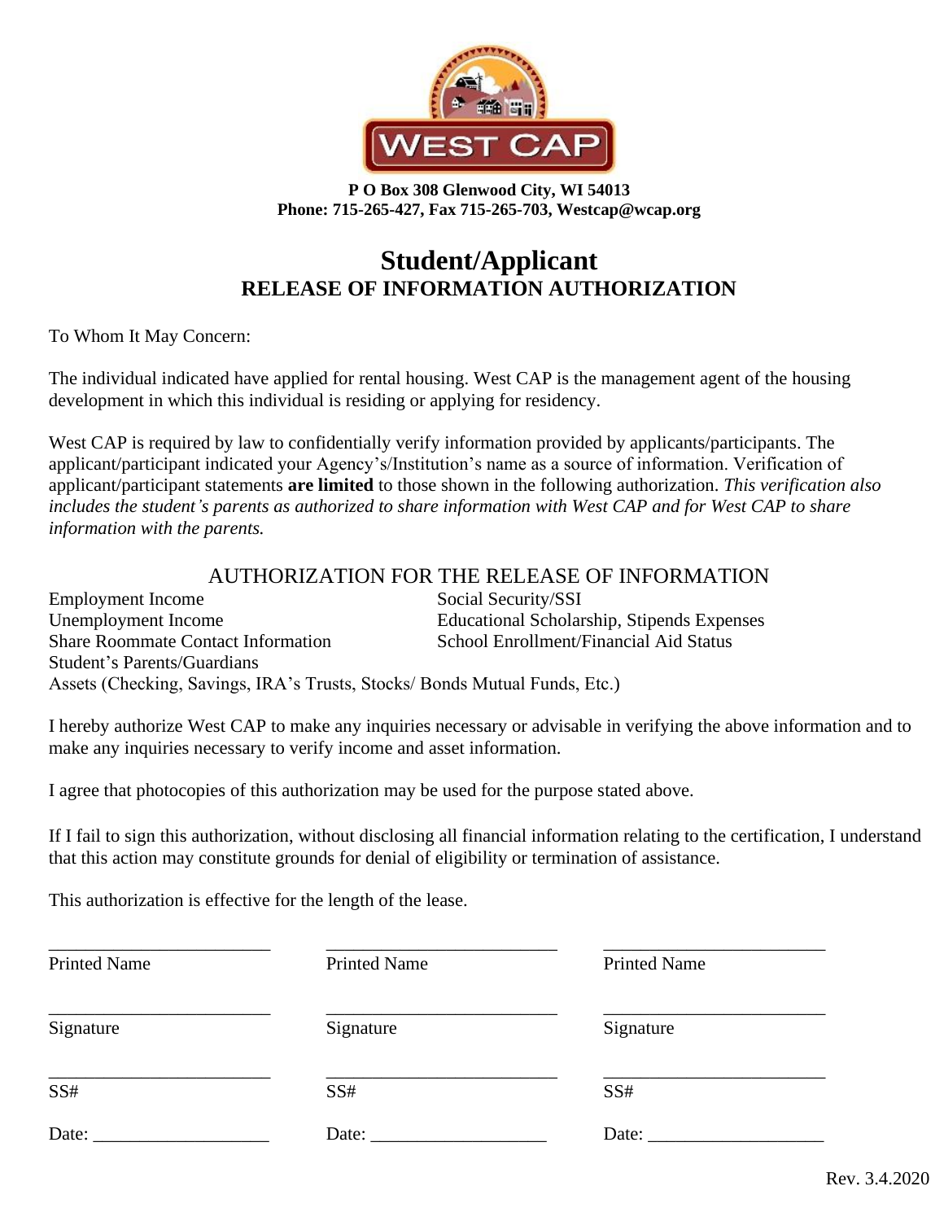**P O Box 308 Glenwood City, WI 54013**
**Phone: 715-265-427, Fax 715-265-703, Westcap@wcap.org**

# Student/Applicant
## RELEASE OF INFORMATION AUTHORIZATION

To Whom It May Concern:

The individual indicated have applied for rental housing. West CAP is the management agent of the housing development in which this individual is residing or applying for residency.

West CAP is required by law to confidentially verify information provided by applicants/participants. The applicant/participant indicated your Agency's/Institution's name as a source of information. Verification of applicant/participant statements **are limited** to those shown in the following authorization. *This verification also includes the student's parents as authorized to share information with West CAP and for West CAP to share information with the parents.*

### AUTHORIZATION FOR THE RELEASE OF INFORMATION

Employment Income
Unemployment Income
Share Roommate Contact Information
Student's Parents/Guardians
Social Security/SSI
Educational Scholarship, Stipends Expenses
School Enrollment/Financial Aid Status
Assets (Checking, Savings, IRA's Trusts, Stocks/ Bonds Mutual Funds, Etc.)

I hereby authorize West CAP to make any inquiries necessary or advisable in verifying the above information and to make any inquiries necessary to verify income and asset information.

I agree that photocopies of this authorization may be used for the purpose stated above.

If I fail to sign this authorization, without disclosing all financial information relating to the certification, I understand that this action may constitute grounds for denial of eligibility or termination of assistance.

This authorization is effective for the length of the lease.

| | | |
|---|---|---|
| ________________________ Printed Name | ________________________ Printed Name | ________________________ Printed Name |
| ________________________ Signature | ________________________ Signature | ________________________ Signature |
| ________________________ SS# | ________________________ SS# | ________________________ SS# |
| Date: ___________________ | Date: ___________________ | Date: ___________________ |

Rev. 3.4.2020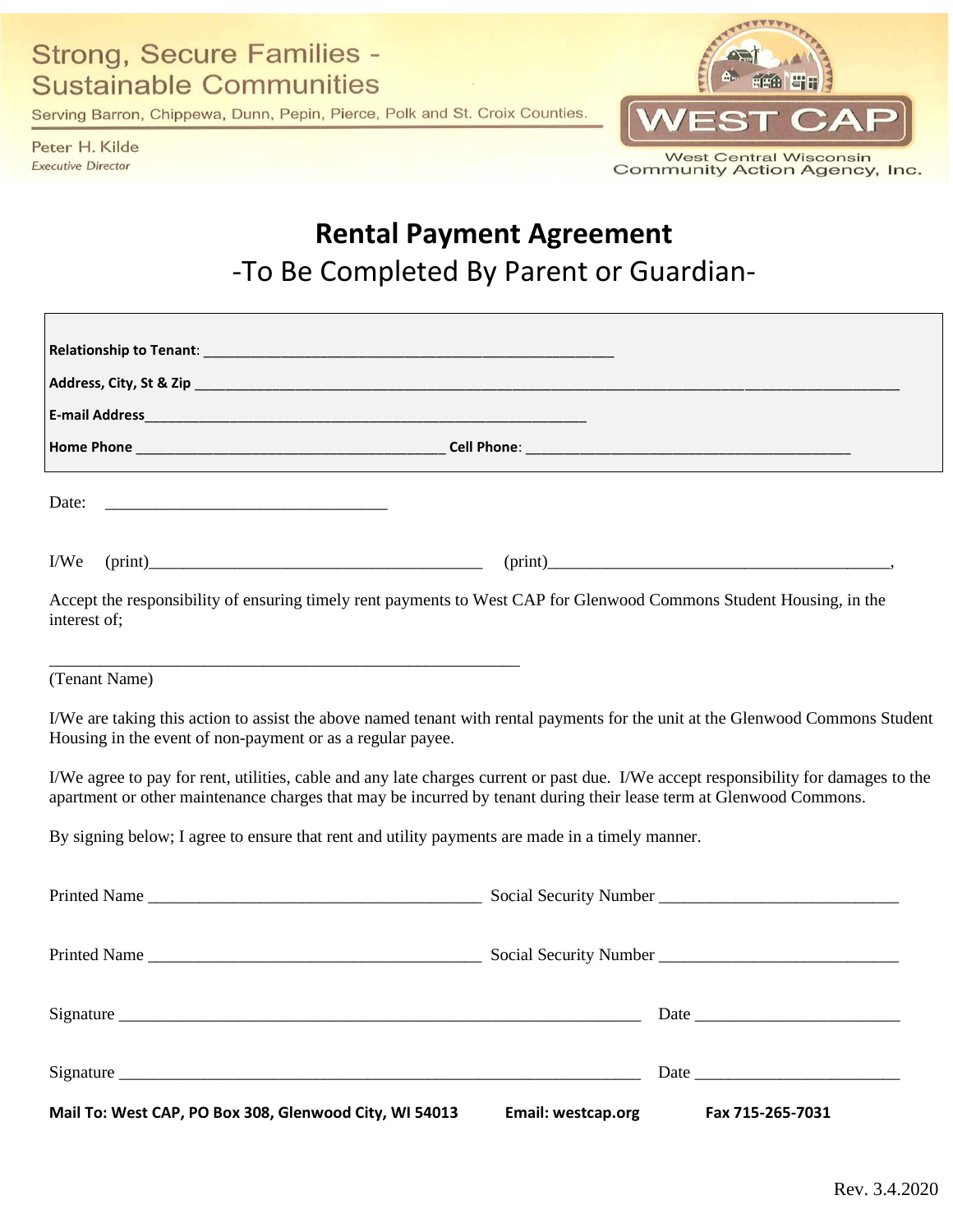Strong, Secure Families - Sustainable Communities

Serving Barron, Chippewa, Dunn, Pepin, Pierce, Polk and St. Croix Counties.

Peter H. Kilde
*Executive Director*

WEST CAP
West Central Wisconsin Community Action Agency, Inc.

# Rental Payment Agreement

## -To Be Completed By Parent or Guardian-

**Relationship to Tenant**: ____________________________________________________

**Address, City, St & Zip** ______________________________________________________________________________________

**E-mail Address**__________________________________________________________

**Home Phone** _______________________________________ **Cell Phone**: _________________________________________

Date: ___________________________________

I/We (print)_________________________________________ (print)__________________________________________,

Accept the responsibility of ensuring timely rent payments to West CAP for Glenwood Commons Student Housing, in the interest of;

____________________________________________________________

(Tenant Name)

I/We are taking this action to assist the above named tenant with rental payments for the unit at the Glenwood Commons Student Housing in the event of non-payment or as a regular payee.

I/We agree to pay for rent, utilities, cable and any late charges current or past due. I/We accept responsibility for damages to the apartment or other maintenance charges that may be incurred by tenant during their lease term at Glenwood Commons.

By signing below; I agree to ensure that rent and utility payments are made in a timely manner.

Printed Name __________________________________________ Social Security Number ______________________________

Printed Name __________________________________________ Social Security Number ______________________________

Signature ___________________________________________________________________ Date __________________________

Signature ___________________________________________________________________ Date __________________________

**Mail To: West CAP, PO Box 308, Glenwood City, WI 54013** **Email: westcap.org** **Fax 715-265-7031**

Rev. 3.4.2020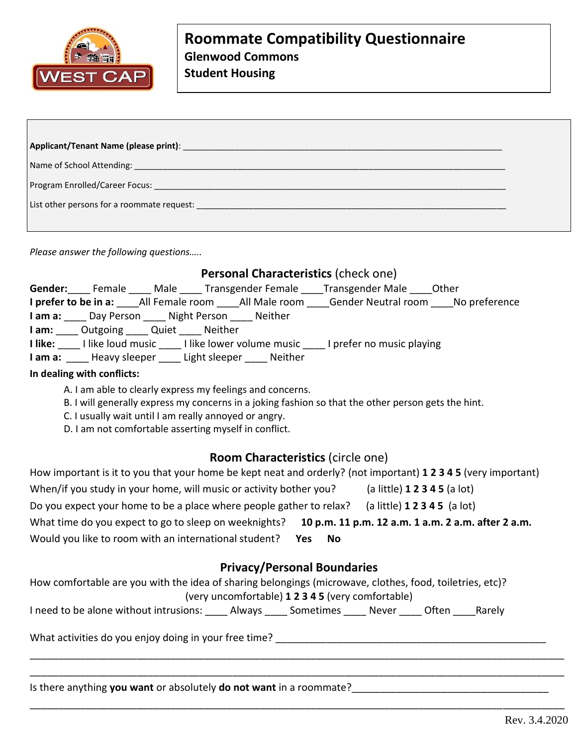# Roommate Compatibility Questionnaire

**Glenwood Commons**

**Student Housing**

**Applicant/Tenant Name (please print)**: ___________________________________________________________________

Name of School Attending: ___________________________________________________________________________

Program Enrolled/Career Focus: _______________________________________________________________________

List other persons for a roommate request: _____________________________________________________________

*Please answer the following questions…..*

## Personal Characteristics (check one)

**Gender:**____ Female ____ Male ____ Transgender Female ____Transgender Male ____Other

**I prefer to be in a:** ____All Female room ____All Male room ____Gender Neutral room ____No preference

**I am a:** ____ Day Person ____ Night Person ____ Neither

**I am:** ____ Outgoing ____ Quiet ____ Neither

**I like:** ____ I like loud music ____ I like lower volume music ____ I prefer no music playing

**I am a:** ____ Heavy sleeper ____ Light sleeper ____ Neither

**In dealing with conflicts:**

A. I am able to clearly express my feelings and concerns.
B. I will generally express my concerns in a joking fashion so that the other person gets the hint.
C. I usually wait until I am really annoyed or angry.
D. I am not comfortable asserting myself in conflict.

## Room Characteristics (circle one)

How important is it to you that your home be kept neat and orderly? (not important) **1 2 3 4 5** (very important)

When/if you study in your home, will music or activity bother you? (a little) **1 2 3 4 5** (a lot)

Do you expect your home to be a place where people gather to relax? (a little) **1 2 3 4 5** (a lot)

What time do you expect to go to sleep on weeknights? **10 p.m. 11 p.m. 12 a.m. 1 a.m. 2 a.m. after 2 a.m.**

Would you like to room with an international student? **Yes No**

## Privacy/Personal Boundaries

How comfortable are you with the idea of sharing belongings (microwave, clothes, food, toiletries, etc)?
(very uncomfortable) **1 2 3 4 5** (very comfortable)

I need to be alone without intrusions: ____ Always ____ Sometimes ____ Never ____ Often ____Rarely

What activities do you enjoy doing in your free time? _________________________________________________

____________________________________________________________________________________________

____________________________________________________________________________________________

Is there anything **you want** or absolutely **do not want** in a roommate?___________________________________

____________________________________________________________________________________________

Rev. 3.4.2020